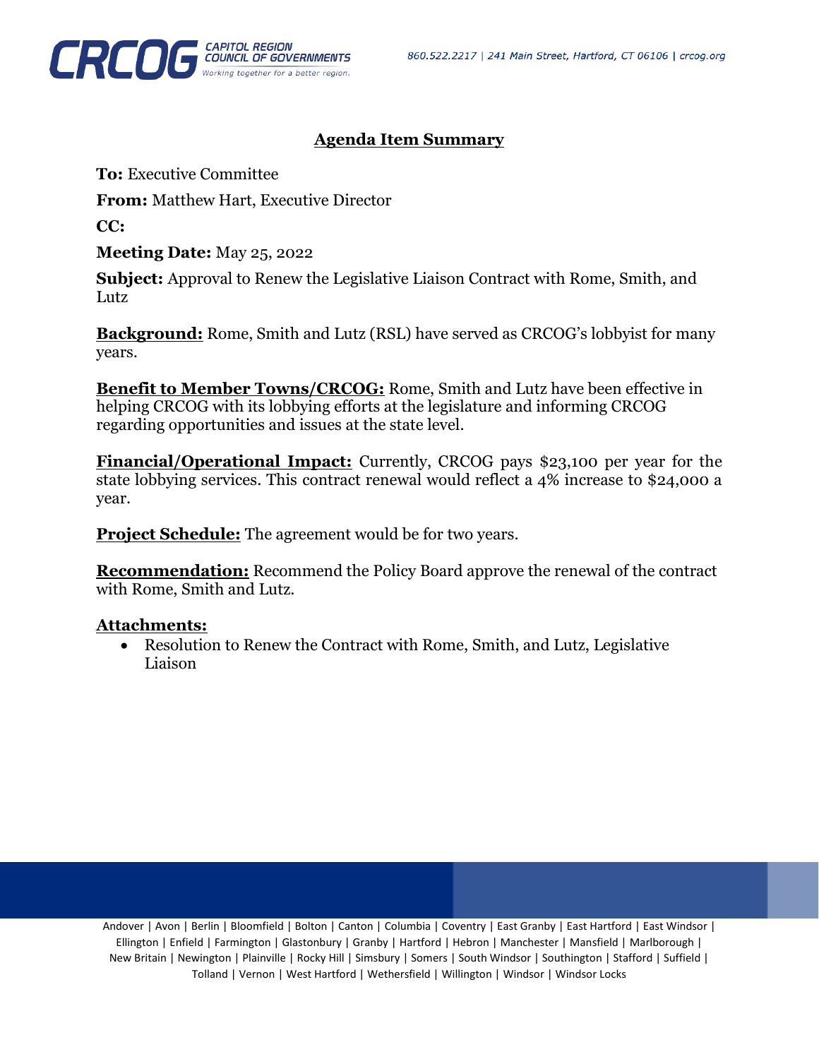# Agenda Item Summary

**To:** Executive Committee

**From:** Matthew Hart, Executive Director

**CC:**

**Meeting Date:** May 25, 2022

**Subject:** Approval to Renew the Legislative Liaison Contract with Rome, Smith, and Lutz

**Background:** Rome, Smith and Lutz (RSL) have served as CRCOG's lobbyist for many years.

**Benefit to Member Towns/CRCOG:** Rome, Smith and Lutz have been effective in helping CRCOG with its lobbying efforts at the legislature and informing CRCOG regarding opportunities and issues at the state level.

**Financial/Operational Impact:** Currently, CRCOG pays $23,100 per year for the state lobbying services. This contract renewal would reflect a 4% increase to $24,000 a year.

**Project Schedule:** The agreement would be for two years.

**Recommendation:** Recommend the Policy Board approve the renewal of the contract with Rome, Smith and Lutz.

**Attachments:**

- Resolution to Renew the Contract with Rome, Smith, and Lutz, Legislative Liaison

Andover | Avon | Berlin | Bloomfield | Bolton | Canton | Columbia | Coventry | East Granby | East Hartford | East Windsor | Ellington | Enfield | Farmington | Glastonbury | Granby | Hartford | Hebron | Manchester | Mansfield | Marlborough | New Britain | Newington | Plainville | Rocky Hill | Simsbury | Somers | South Windsor | Southington | Stafford | Suffield | Tolland | Vernon | West Hartford | Wethersfield | Willington | Windsor | Windsor Locks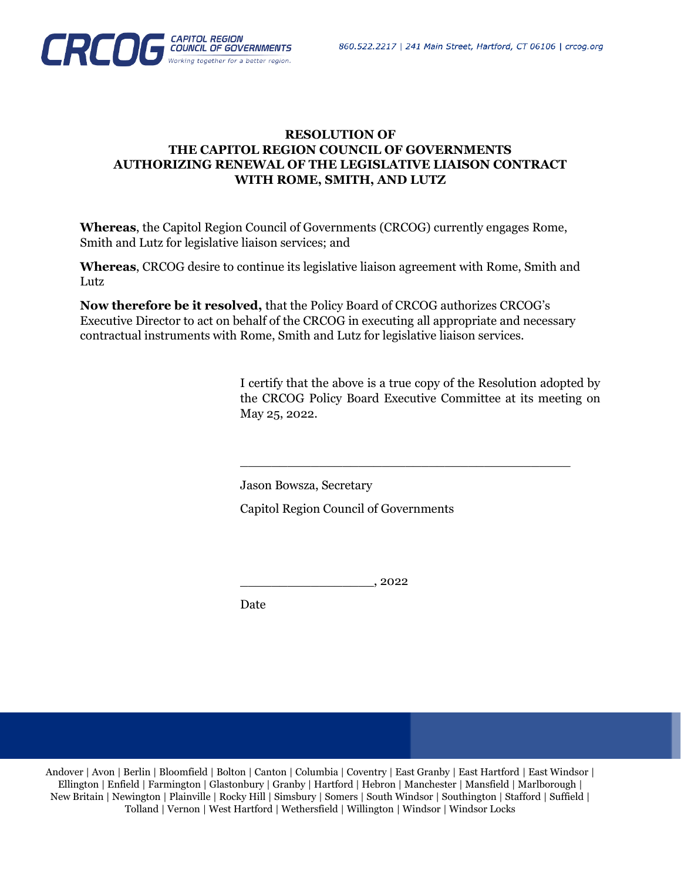**RESOLUTION OF**
**THE CAPITOL REGION COUNCIL OF GOVERNMENTS**
**AUTHORIZING RENEWAL OF THE LEGISLATIVE LIAISON CONTRACT**
**WITH ROME, SMITH, AND LUTZ**

**Whereas**, the Capitol Region Council of Governments (CRCOG) currently engages Rome, Smith and Lutz for legislative liaison services; and

**Whereas**, CRCOG desire to continue its legislative liaison agreement with Rome, Smith and Lutz

**Now therefore be it resolved,** that the Policy Board of CRCOG authorizes CRCOG's Executive Director to act on behalf of the CRCOG in executing all appropriate and necessary contractual instruments with Rome, Smith and Lutz for legislative liaison services.

I certify that the above is a true copy of the Resolution adopted by the CRCOG Policy Board Executive Committee at its meeting on May 25, 2022.

_______________________________________

Jason Bowsza, Secretary

Capitol Region Council of Governments

________________, 2022

Date